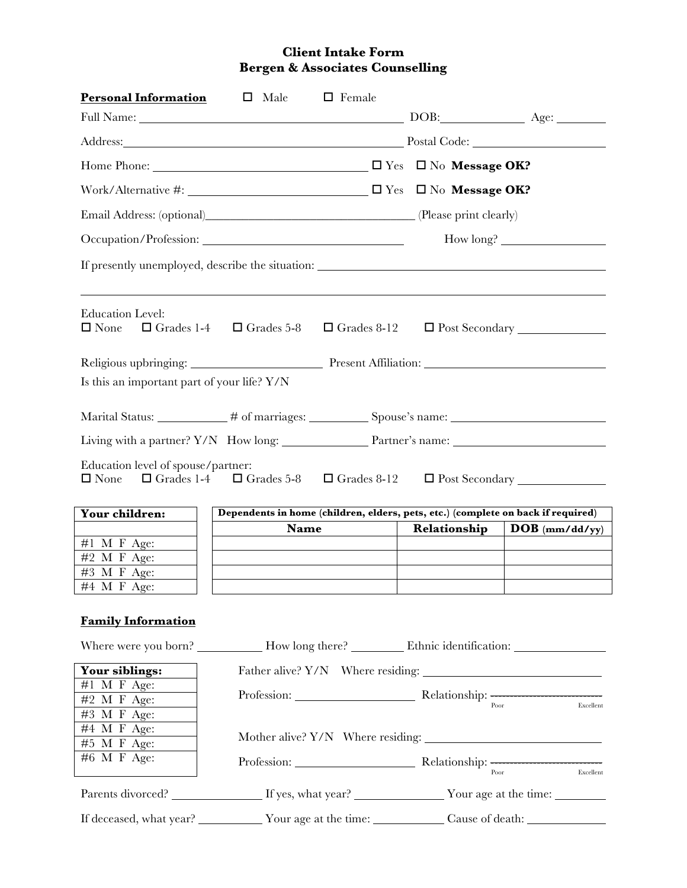# Client Intake Form
## Bergen & Associates Counselling

**Personal Information** ☐ Male ☐ Female

Full Name: ______________________________ DOB: __________ Age: ______

Address: ______________________________ Postal Code: ______________

Home Phone: ______________________ ☐ Yes ☐ No **Message OK?**

Work/Alternative #: ______________________ ☐ Yes ☐ No **Message OK?**

Email Address: (optional)______________________ (Please print clearly)

Occupation/Profession: ______________________ How long? __________

If presently unemployed, describe the situation: ______________________________

______________________________________________________________

Education Level:
☐ None ☐ Grades 1-4 ☐ Grades 5-8 ☐ Grades 8-12 ☐ Post Secondary __________

Religious upbringing: ______________ Present Affiliation: ______________________

Is this an important part of your life? Y/N

Marital Status: ________ # of marriages: ________ Spouse's name: ______________

Living with a partner? Y/N How long: __________ Partner's name: ______________

Education level of spouse/partner:
☐ None ☐ Grades 1-4 ☐ Grades 5-8 ☐ Grades 8-12 ☐ Post Secondary __________

| **Your children:** |
|---|
| |
| #1 M F Age: |
| #2 M F Age: |
| #3 M F Age: |
| #4 M F Age: |

| **Dependents in home (children, elders, pets, etc.) (complete on back if required)** | | |
|---|---|---|
| **Name** | **Relationship** | **DOB (mm/dd/yy)** |
| | | |
| | | |
| | | |
| | | |

**Family Information**

Where were you born? __________ How long there? ________ Ethnic identification: ______________

| **Your siblings:** |
|---|
| #1 M F Age: |
| #2 M F Age: |
| #3 M F Age: |
| #4 M F Age: |
| #5 M F Age: |
| #6 M F Age: |

Father alive? Y/N Where residing: ______________________

Profession: ______________ Relationship: Poor ————————— Excellent

Mother alive? Y/N Where residing: ______________________

Profession: ______________ Relationship: Poor ————————— Excellent

Parents divorced? __________ If yes, what year? __________ Your age at the time: ________

If deceased, what year? ________ Your age at the time: ________ Cause of death: __________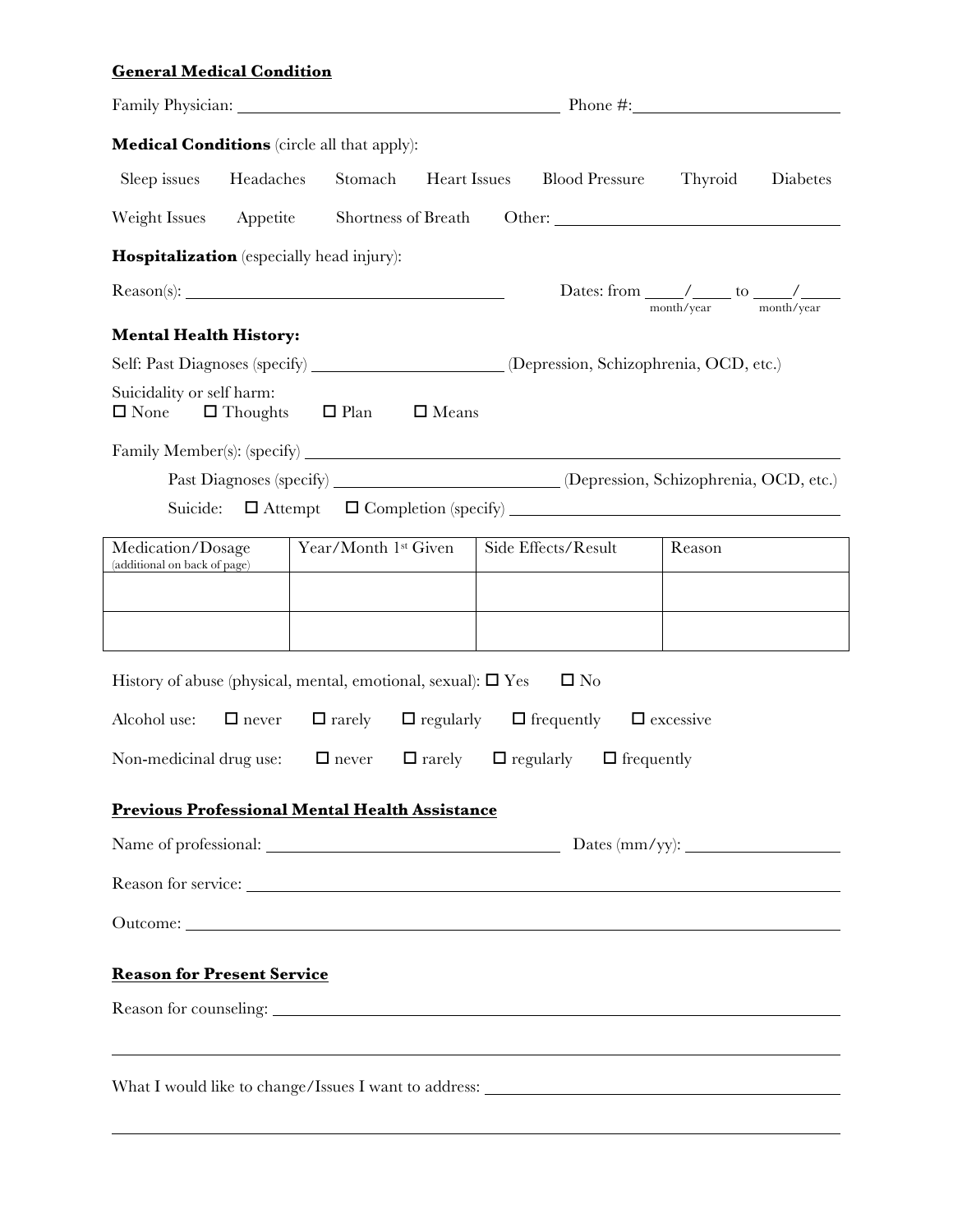**General Medical Condition**

Family Physician: ______________________________ Phone #: ____________________

**Medical Conditions** (circle all that apply):

Sleep issues   Headaches   Stomach   Heart Issues   Blood Pressure   Thyroid   Diabetes

Weight Issues   Appetite   Shortness of Breath   Other: ____________________________

**Hospitalization** (especially head injury):

Reason(s): ______________________________ Dates: from ____/____ to ____/____ (month/year) (month/year)

**Mental Health History:**

Self: Past Diagnoses (specify) ____________________ (Depression, Schizophrenia, OCD, etc.)

Suicidality or self harm:
☐ None   ☐ Thoughts   ☐ Plan   ☐ Means

Family Member(s): (specify) ____________________________________________________________

Past Diagnoses (specify) ______________________ (Depression, Schizophrenia, OCD, etc.)

Suicide:   ☐ Attempt   ☐ Completion (specify) ____________________________________

| Medication/Dosage (additional on back of page) | Year/Month 1st Given | Side Effects/Result | Reason |
|---|---|---|---|
| | | | |
| | | | |

History of abuse (physical, mental, emotional, sexual): ☐ Yes   ☐ No

Alcohol use:   ☐ never   ☐ rarely   ☐ regularly   ☐ frequently   ☐ excessive

Non-medicinal drug use:   ☐ never   ☐ rarely   ☐ regularly   ☐ frequently

**Previous Professional Mental Health Assistance**

Name of professional: ______________________________ Dates (mm/yy): ________________

Reason for service: ____________________________________________________________

Outcome: ____________________________________________________________

**Reason for Present Service**

Reason for counseling: ____________________________________________________________

____________________________________________________________

What I would like to change/Issues I want to address: ____________________________________

____________________________________________________________